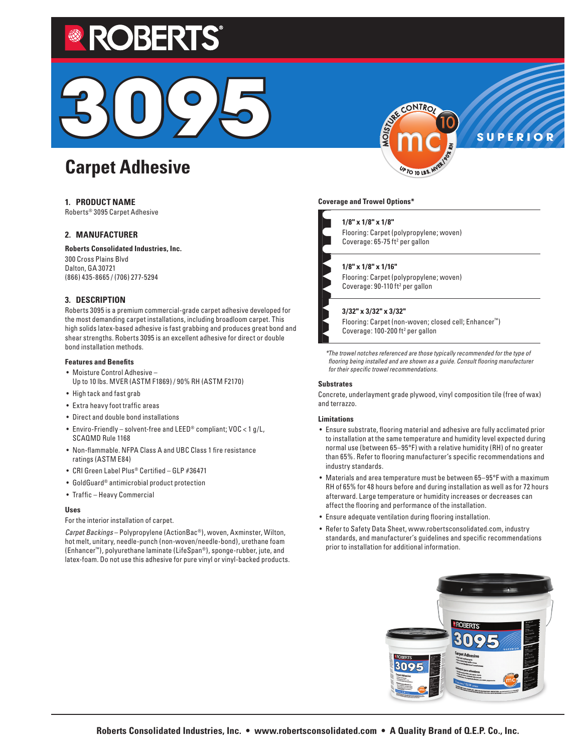# ROBERTS®

# 3095

SUPERIOR

## Carpet Adhesive

### 1. PRODUCT NAME

Roberts® 3095 Carpet Adhesive

### 2. MANUFACTURER

**Roberts Consolidated Industries, Inc.**
300 Cross Plains Blvd
Dalton, GA 30721
(866) 435-8665 / (706) 277-5294

### 3. DESCRIPTION

Roberts 3095 is a premium commercial-grade carpet adhesive developed for the most demanding carpet installations, including broadloom carpet. This high solids latex-based adhesive is fast grabbing and produces great bond and shear strengths. Roberts 3095 is an excellent adhesive for direct or double bond installation methods.

**Features and Benefits**

- Moisture Control Adhesive – Up to 10 lbs. MVER (ASTM F1869) / 90% RH (ASTM F2170)
- High tack and fast grab
- Extra heavy foot traffic areas
- Direct and double bond installations
- Enviro-Friendly – solvent-free and LEED® compliant; VOC < 1 g/L, SCAQMD Rule 1168
- Non-flammable. NFPA Class A and UBC Class 1 fire resistance ratings (ASTM E84)
- CRI Green Label Plus® Certified – GLP #36471
- GoldGuard® antimicrobial product protection
- Traffic – Heavy Commercial

**Uses**

For the interior installation of carpet.

*Carpet Backings* – Polypropylene (ActionBac®), woven, Axminster, Wilton, hot melt, unitary, needle-punch (non-woven/needle-bond), urethane foam (Enhancer™), polyurethane laminate (LifeSpan®), sponge-rubber, jute, and latex-foam. Do not use this adhesive for pure vinyl or vinyl-backed products.

**Coverage and Trowel Options***

**1/8" x 1/8" x 1/8"**
Flooring: Carpet (polypropylene; woven)
Coverage: 65-75 ft² per gallon

**1/8" x 1/8" x 1/16"**
Flooring: Carpet (polypropylene; woven)
Coverage: 90-110 ft² per gallon

**3/32" x 3/32" x 3/32"**
Flooring: Carpet (non-woven; closed cell; Enhancer™)
Coverage: 100-200 ft² per gallon

*\*The trowel notches referenced are those typically recommended for the type of flooring being installed and are shown as a guide. Consult flooring manufacturer for their specific trowel recommendations.*

**Substrates**

Concrete, underlayment grade plywood, vinyl composition tile (free of wax) and terrazzo.

**Limitations**

- Ensure substrate, flooring material and adhesive are fully acclimated prior to installation at the same temperature and humidity level expected during normal use (between 65–95°F) with a relative humidity (RH) of no greater than 65%. Refer to flooring manufacturer's specific recommendations and industry standards.
- Materials and area temperature must be between 65–95°F with a maximum RH of 65% for 48 hours before and during installation as well as for 72 hours afterward. Large temperature or humidity increases or decreases can affect the flooring and performance of the installation.
- Ensure adequate ventilation during flooring installation.
- Refer to Safety Data Sheet, www.robertsconsolidated.com, industry standards, and manufacturer's guidelines and specific recommendations prior to installation for additional information.

**Roberts Consolidated Industries, Inc. • www.robertsconsolidated.com • A Quality Brand of Q.E.P. Co., Inc.**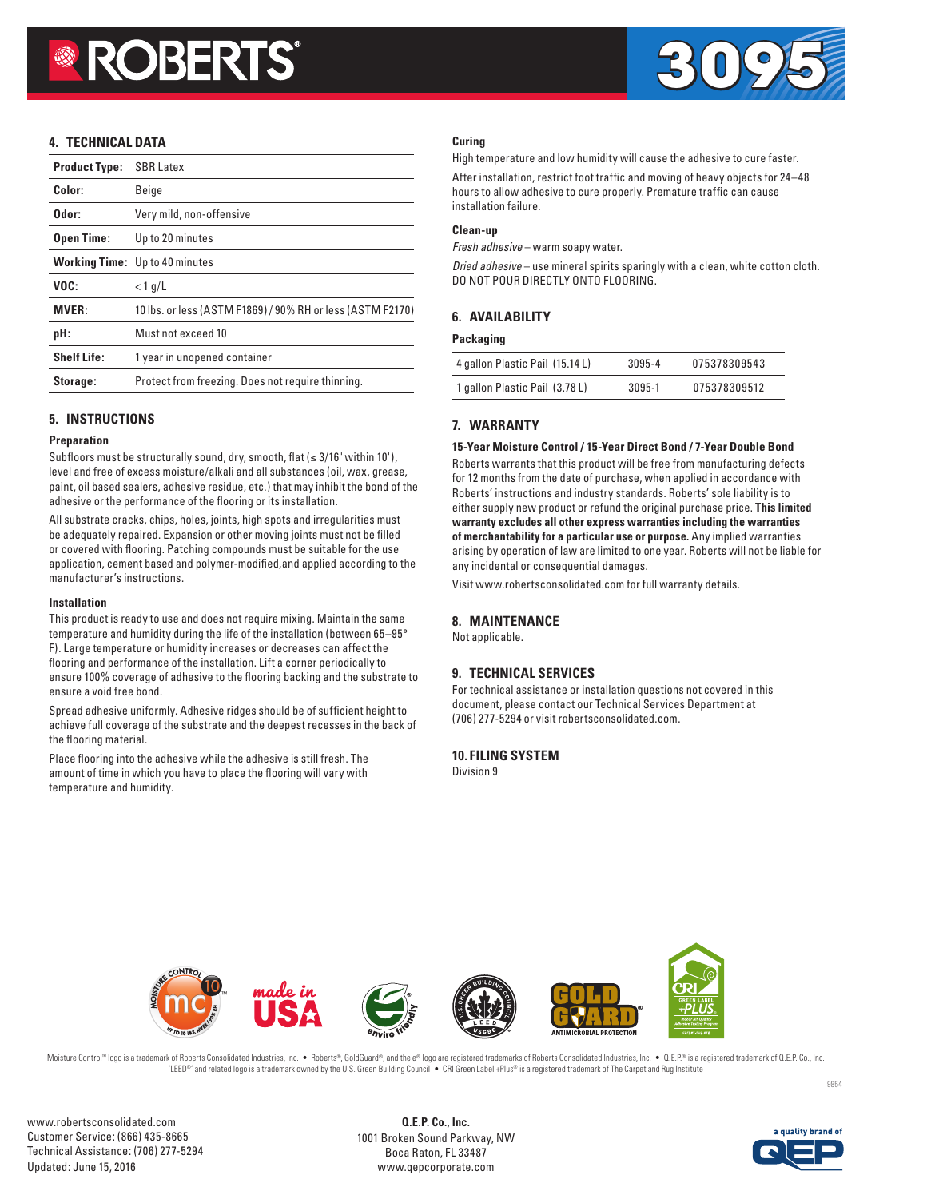# ROBERTS 3095

## 4. TECHNICAL DATA

| | |
|---|---|
| **Product Type:** | SBR Latex |
| **Color:** | Beige |
| **Odor:** | Very mild, non-offensive |
| **Open Time:** | Up to 20 minutes |
| **Working Time:** | Up to 40 minutes |
| **VOC:** | < 1 g/L |
| **MVER:** | 10 lbs. or less (ASTM F1869) / 90% RH or less (ASTM F2170) |
| **pH:** | Must not exceed 10 |
| **Shelf Life:** | 1 year in unopened container |
| **Storage:** | Protect from freezing. Does not require thinning. |

## 5. INSTRUCTIONS

### Preparation

Subfloors must be structurally sound, dry, smooth, flat (≤ 3/16" within 10'), level and free of excess moisture/alkali and all substances (oil, wax, grease, paint, oil based sealers, adhesive residue, etc.) that may inhibit the bond of the adhesive or the performance of the flooring or its installation.

All substrate cracks, chips, holes, joints, high spots and irregularities must be adequately repaired. Expansion or other moving joints must not be filled or covered with flooring. Patching compounds must be suitable for the use application, cement based and polymer-modified,and applied according to the manufacturer's instructions.

### Installation

This product is ready to use and does not require mixing. Maintain the same temperature and humidity during the life of the installation (between 65–95° F). Large temperature or humidity increases or decreases can affect the flooring and performance of the installation. Lift a corner periodically to ensure 100% coverage of adhesive to the flooring backing and the substrate to ensure a void free bond.

Spread adhesive uniformly. Adhesive ridges should be of sufficient height to achieve full coverage of the substrate and the deepest recesses in the back of the flooring material.

Place flooring into the adhesive while the adhesive is still fresh. The amount of time in which you have to place the flooring will vary with temperature and humidity.

### Curing

High temperature and low humidity will cause the adhesive to cure faster.

After installation, restrict foot traffic and moving of heavy objects for 24–48 hours to allow adhesive to cure properly. Premature traffic can cause installation failure.

### Clean-up

*Fresh adhesive* – warm soapy water.

*Dried adhesive* – use mineral spirits sparingly with a clean, white cotton cloth. DO NOT POUR DIRECTLY ONTO FLOORING.

## 6. AVAILABILITY

### Packaging

| | | |
|---|---|---|
| 4 gallon Plastic Pail (15.14 L) | 3095-4 | 075378309543 |
| 1 gallon Plastic Pail (3.78 L) | 3095-1 | 075378309512 |

## 7. WARRANTY

**15-Year Moisture Control / 15-Year Direct Bond / 7-Year Double Bond**

Roberts warrants that this product will be free from manufacturing defects for 12 months from the date of purchase, when applied in accordance with Roberts' instructions and industry standards. Roberts' sole liability is to either supply new product or refund the original purchase price. **This limited warranty excludes all other express warranties including the warranties of merchantability for a particular use or purpose.** Any implied warranties arising by operation of law are limited to one year. Roberts will not be liable for any incidental or consequential damages.

Visit www.robertsconsolidated.com for full warranty details.

## 8. MAINTENANCE

Not applicable.

## 9. TECHNICAL SERVICES

For technical assistance or installation questions not covered in this document, please contact our Technical Services Department at (706) 277-5294 or visit robertsconsolidated.com.

## 10. FILING SYSTEM

Division 9

Moisture Control™ logo is a trademark of Roberts Consolidated Industries, Inc. • Roberts®, GoldGuard®, and the e® logo are registered trademarks of Roberts Consolidated Industries, Inc. • Q.E.P.® is a registered trademark of Q.E.P. Co., Inc. 'LEED®' and related logo is a trademark owned by the U.S. Green Building Council • CRI Green Label +Plus® is a registered trademark of The Carpet and Rug Institute

9854

www.robertsconsolidated.com
Customer Service: (866) 435-8665
Technical Assistance: (706) 277-5294
Updated: June 15, 2016

**Q.E.P. Co., Inc.**
1001 Broken Sound Parkway, NW
Boca Raton, FL 33487
www.qepcorporate.com

a quality brand of QEP